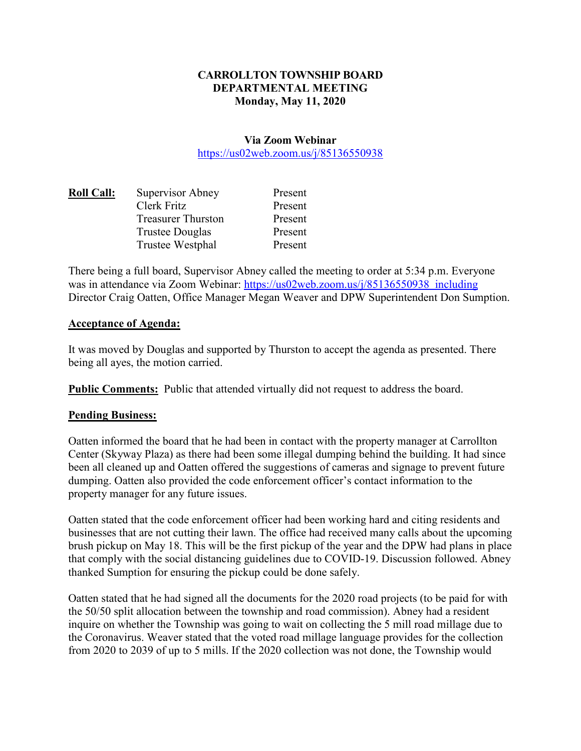**CARROLLTON TOWNSHIP BOARD**
**DEPARTMENTAL MEETING**
**Monday, May 11, 2020**

**Via Zoom Webinar**
https://us02web.zoom.us/j/85136550938

| | | |
|---|---|---|
| **Roll Call:** | Supervisor Abney | Present |
| | Clerk Fritz | Present |
| | Treasurer Thurston | Present |
| | Trustee Douglas | Present |
| | Trustee Westphal | Present |

There being a full board, Supervisor Abney called the meeting to order at 5:34 p.m. Everyone was in attendance via Zoom Webinar: https://us02web.zoom.us/j/85136550938 including Director Craig Oatten, Office Manager Megan Weaver and DPW Superintendent Don Sumption.

**Acceptance of Agenda:**

It was moved by Douglas and supported by Thurston to accept the agenda as presented. There being all ayes, the motion carried.

**Public Comments:** Public that attended virtually did not request to address the board.

**Pending Business:**

Oatten informed the board that he had been in contact with the property manager at Carrollton Center (Skyway Plaza) as there had been some illegal dumping behind the building. It had since been all cleaned up and Oatten offered the suggestions of cameras and signage to prevent future dumping. Oatten also provided the code enforcement officer's contact information to the property manager for any future issues.

Oatten stated that the code enforcement officer had been working hard and citing residents and businesses that are not cutting their lawn. The office had received many calls about the upcoming brush pickup on May 18. This will be the first pickup of the year and the DPW had plans in place that comply with the social distancing guidelines due to COVID-19. Discussion followed. Abney thanked Sumption for ensuring the pickup could be done safely.

Oatten stated that he had signed all the documents for the 2020 road projects (to be paid for with the 50/50 split allocation between the township and road commission). Abney had a resident inquire on whether the Township was going to wait on collecting the 5 mill road millage due to the Coronavirus. Weaver stated that the voted road millage language provides for the collection from 2020 to 2039 of up to 5 mills. If the 2020 collection was not done, the Township would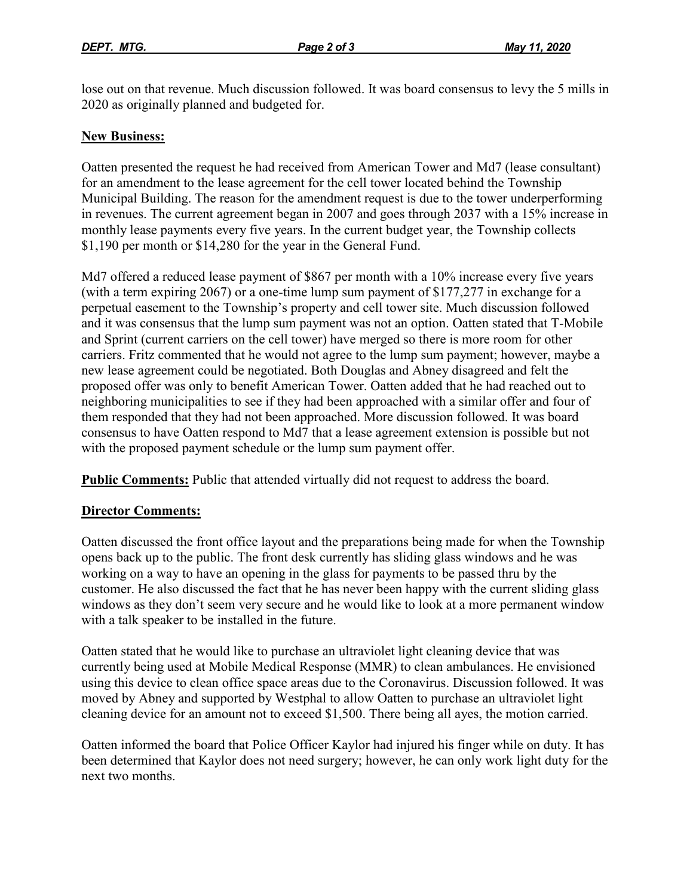lose out on that revenue. Much discussion followed. It was board consensus to levy the 5 mills in 2020 as originally planned and budgeted for.

**New Business:**

Oatten presented the request he had received from American Tower and Md7 (lease consultant) for an amendment to the lease agreement for the cell tower located behind the Township Municipal Building. The reason for the amendment request is due to the tower underperforming in revenues. The current agreement began in 2007 and goes through 2037 with a 15% increase in monthly lease payments every five years. In the current budget year, the Township collects $1,190 per month or $14,280 for the year in the General Fund.

Md7 offered a reduced lease payment of $867 per month with a 10% increase every five years (with a term expiring 2067) or a one-time lump sum payment of $177,277 in exchange for a perpetual easement to the Township's property and cell tower site. Much discussion followed and it was consensus that the lump sum payment was not an option. Oatten stated that T-Mobile and Sprint (current carriers on the cell tower) have merged so there is more room for other carriers. Fritz commented that he would not agree to the lump sum payment; however, maybe a new lease agreement could be negotiated. Both Douglas and Abney disagreed and felt the proposed offer was only to benefit American Tower. Oatten added that he had reached out to neighboring municipalities to see if they had been approached with a similar offer and four of them responded that they had not been approached. More discussion followed. It was board consensus to have Oatten respond to Md7 that a lease agreement extension is possible but not with the proposed payment schedule or the lump sum payment offer.

**Public Comments:** Public that attended virtually did not request to address the board.

**Director Comments:**

Oatten discussed the front office layout and the preparations being made for when the Township opens back up to the public. The front desk currently has sliding glass windows and he was working on a way to have an opening in the glass for payments to be passed thru by the customer. He also discussed the fact that he has never been happy with the current sliding glass windows as they don't seem very secure and he would like to look at a more permanent window with a talk speaker to be installed in the future.

Oatten stated that he would like to purchase an ultraviolet light cleaning device that was currently being used at Mobile Medical Response (MMR) to clean ambulances. He envisioned using this device to clean office space areas due to the Coronavirus. Discussion followed. It was moved by Abney and supported by Westphal to allow Oatten to purchase an ultraviolet light cleaning device for an amount not to exceed $1,500. There being all ayes, the motion carried.

Oatten informed the board that Police Officer Kaylor had injured his finger while on duty. It has been determined that Kaylor does not need surgery; however, he can only work light duty for the next two months.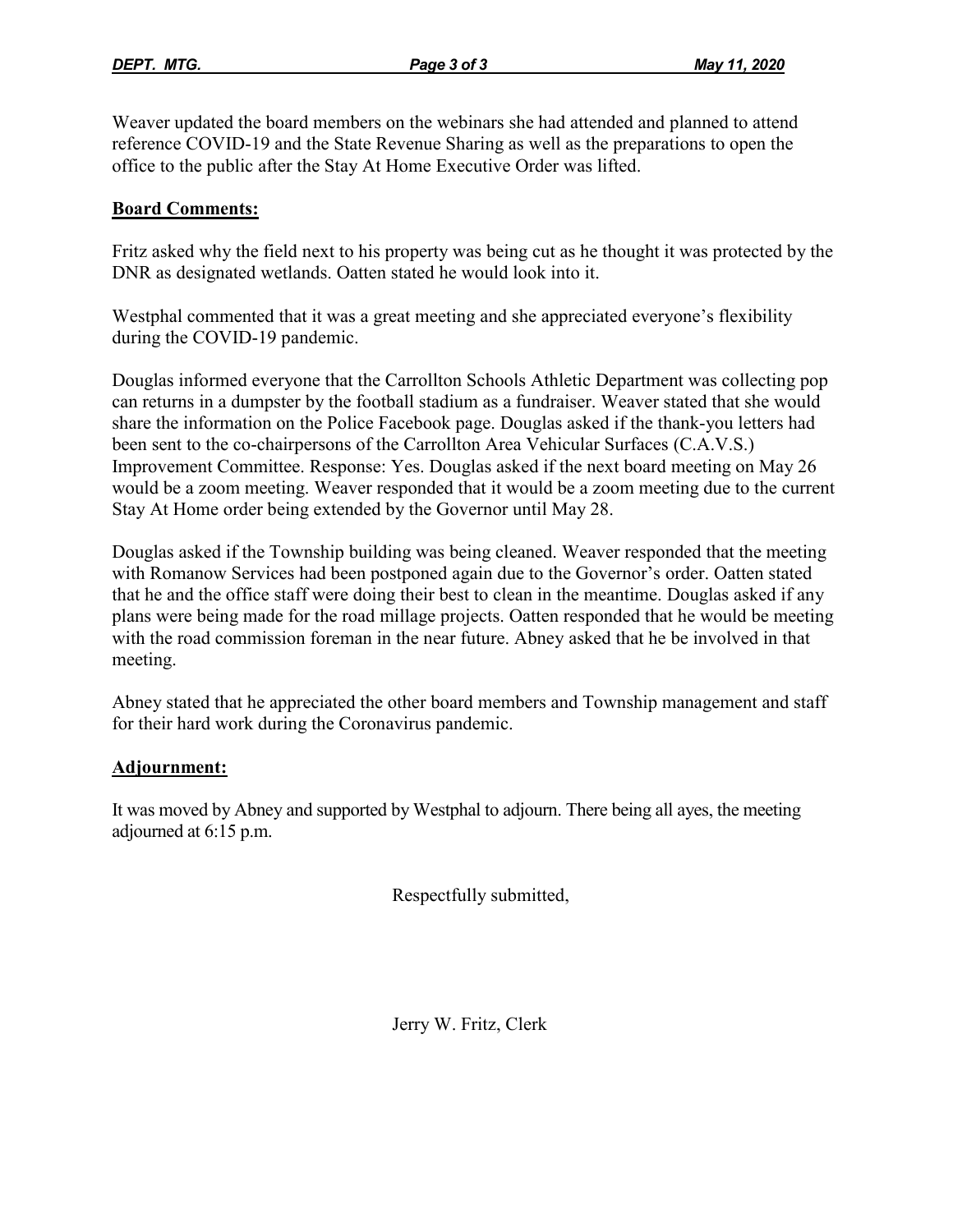Weaver updated the board members on the webinars she had attended and planned to attend reference COVID-19 and the State Revenue Sharing as well as the preparations to open the office to the public after the Stay At Home Executive Order was lifted.

**Board Comments:**

Fritz asked why the field next to his property was being cut as he thought it was protected by the DNR as designated wetlands. Oatten stated he would look into it.

Westphal commented that it was a great meeting and she appreciated everyone's flexibility during the COVID-19 pandemic.

Douglas informed everyone that the Carrollton Schools Athletic Department was collecting pop can returns in a dumpster by the football stadium as a fundraiser. Weaver stated that she would share the information on the Police Facebook page. Douglas asked if the thank-you letters had been sent to the co-chairpersons of the Carrollton Area Vehicular Surfaces (C.A.V.S.) Improvement Committee. Response: Yes. Douglas asked if the next board meeting on May 26 would be a zoom meeting. Weaver responded that it would be a zoom meeting due to the current Stay At Home order being extended by the Governor until May 28.

Douglas asked if the Township building was being cleaned. Weaver responded that the meeting with Romanow Services had been postponed again due to the Governor's order. Oatten stated that he and the office staff were doing their best to clean in the meantime. Douglas asked if any plans were being made for the road millage projects. Oatten responded that he would be meeting with the road commission foreman in the near future. Abney asked that he be involved in that meeting.

Abney stated that he appreciated the other board members and Township management and staff for their hard work during the Coronavirus pandemic.

**Adjournment:**

It was moved by Abney and supported by Westphal to adjourn. There being all ayes, the meeting adjourned at 6:15 p.m.

Respectfully submitted,

Jerry W. Fritz, Clerk